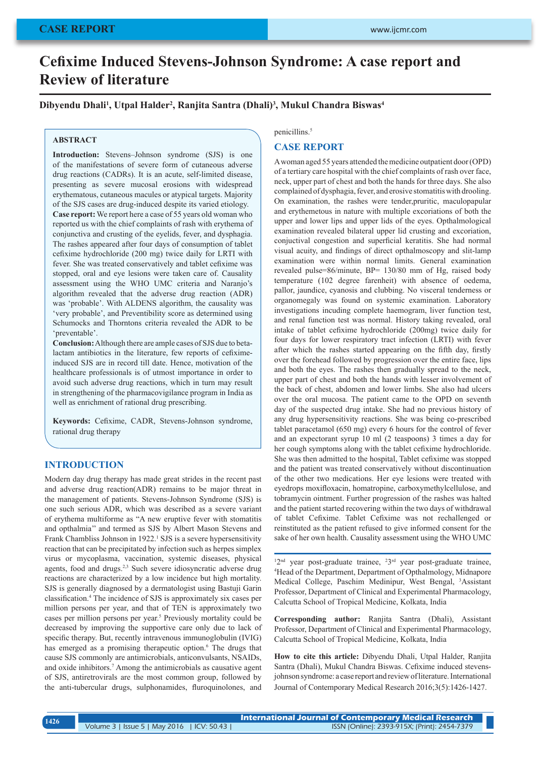CASE REPORT

# Cefixime Induced Stevens-Johnson Syndrome: A case report and Review of literature

**Dibyendu Dhali[1], Utpal Halder[2], Ranjita Santra (Dhali)[3], Mukul Chandra Biswas[4]**

## ABSTRACT

**Introduction:** Stevens–Johnson syndrome (SJS) is one of the manifestations of severe form of cutaneous adverse drug reactions (CADRs). It is an acute, self-limited disease, presenting as severe mucosal erosions with widespread erythematous, cutaneous macules or atypical targets. Majority of the SJS cases are drug-induced despite its varied etiology.

**Case report:** We report here a case of 55 years old woman who reported us with the chief complaints of rash with erythema of conjunctiva and crusting of the eyelids, fever, and dysphagia. The rashes appeared after four days of consumption of tablet cefixime hydrochloride (200 mg) twice daily for LRTI with fever. She was treated conservatively and tablet cefixime was stopped, oral and eye lesions were taken care of. Causality assessment using the WHO UMC criteria and Naranjo's algorithm revealed that the adverse drug reaction (ADR) was 'probable'. With ALDENS algorithm, the causality was 'very probable', and Preventibility score as determined using Schumocks and Thorntons criteria revealed the ADR to be 'preventable'.

**Conclusion:** Although there are ample cases of SJS due to beta-lactam antibiotics in the literature, few reports of cefixime-induced SJS are in record till date. Hence, motivation of the healthcare professionals is of utmost importance in order to avoid such adverse drug reactions, which in turn may result in strengthening of the pharmacovigilance program in India as well as enrichment of rational drug prescribing.

**Keywords:** Cefixime, CADR, Stevens-Johnson syndrome, rational drug therapy

## INTRODUCTION

Modern day drug therapy has made great strides in the recent past and adverse drug reaction(ADR) remains to be major threat in the management of patients. Stevens-Johnson Syndrome (SJS) is one such serious ADR, which was described as a severe variant of erythema multiforme as "A new eruptive fever with stomatitis and opthalmia" and termed as SJS by Albert Mason Stevens and Frank Chambliss Johnson in 1922.[1] SJS is a severe hypersensitivity reaction that can be precipitated by infection such as herpes simplex virus or mycoplasma, vaccination, systemic diseases, physical agents, food and drugs.[2,3] Such severe idiosyncratic adverse drug reactions are characterized by a low incidence but high mortality. SJS is generally diagnosed by a dermatologist using Bastuji Garin classification.[4] The incidence of SJS is approximately six cases per million persons per year, and that of TEN is approximately two cases per million persons per year.[5] Previously mortality could be decreased by improving the supportive care only due to lack of specific therapy. But, recently intravenous immunoglobulin (IVIG) has emerged as a promising therapeutic option.[6] The drugs that cause SJS commonly are antimicrobials, anticonvulsants, NSAIDs, and oxide inhibitors.[7] Among the antimicrobials as causative agent of SJS, antiretrovirals are the most common group, followed by the anti-tubercular drugs, sulphonamides, fluroquinolones, and penicillins.[5]

## CASE REPORT

A woman aged 55 years attended the medicine outpatient door (OPD) of a tertiary care hospital with the chief complaints of rash over face, neck, upper part of chest and both the hands for three days. She also complained of dysphagia, fever, and erosive stomatitis with drooling. On examination, the rashes were tender,pruritic, maculopapular and erythemetous in nature with multiple excoriations of both the upper and lower lips and upper lids of the eyes. Opthalmological examination revealed bilateral upper lid crusting and excoriation, conjuctival congestion and superficial keratitis. She had normal visual acuity, and findings of direct opthalmoscopy and slit-lamp examination were within normal limits. General examination revealed pulse=86/minute, BP= 130/80 mm of Hg, raised body temperature (102 degree farenheit) with absence of oedema, pallor, jaundice, cyanosis and clubbing. No visceral tenderness or organomegaly was found on systemic examination. Laboratory investigations including complete haemogram, liver function test, and renal function test was normal. History taking revealed, oral intake of tablet cefixime hydrochloride (200mg) twice daily for four days for lower respiratory tract infection (LRTI) with fever after which the rashes started appearing on the fifth day, firstly over the forehead followed by progression over the entire face, lips and both the eyes. The rashes then gradually spread to the neck, upper part of chest and both the hands with lesser involvement of the back of chest, abdomen and lower limbs. She also had ulcers over the oral mucosa. The patient came to the OPD on seventh day of the suspected drug intake. She had no previous history of any drug hypersensitivity reactions. She was being co-prescribed tablet paracetamol (650 mg) every 6 hours for the control of fever and an expectorant syrup 10 ml (2 teaspoons) 3 times a day for her cough symptoms along with the tablet cefixime hydrochloride. She was then admitted to the hospital, Tablet cefixime was stopped and the patient was treated conservatively without discontinuation of the other two medications. Her eye lesions were treated with eyedrops moxifloxacin, homatropine, carboxymethylcellulose, and tobramycin ointment. Further progression of the rashes was halted and the patient started recovering within the two days of withdrawal of tablet Cefixime. Tablet Cefixime was not rechallenged or reinstituted as the patient refused to give informed consent for the sake of her own health. Causality assessment using the WHO UMC

[1]2[nd] year post-graduate trainee, [2]3[rd] year post-graduate trainee, [4]Head of the Department, Department of Opthalmology, Midnapore Medical College, Paschim Medinipur, West Bengal, [3]Assistant Professor, Department of Clinical and Experimental Pharmacology, Calcutta School of Tropical Medicine, Kolkata, India

**Corresponding author:** Ranjita Santra (Dhali), Assistant Professor, Department of Clinical and Experimental Pharmacology, Calcutta School of Tropical Medicine, Kolkata, India

**How to cite this article:** Dibyendu Dhali, Utpal Halder, Ranjita Santra (Dhali), Mukul Chandra Biswas. Cefixime induced stevens-johnson syndrome: a case report and review of literature. International Journal of Contemporary Medical Research 2016;3(5):1426-1427.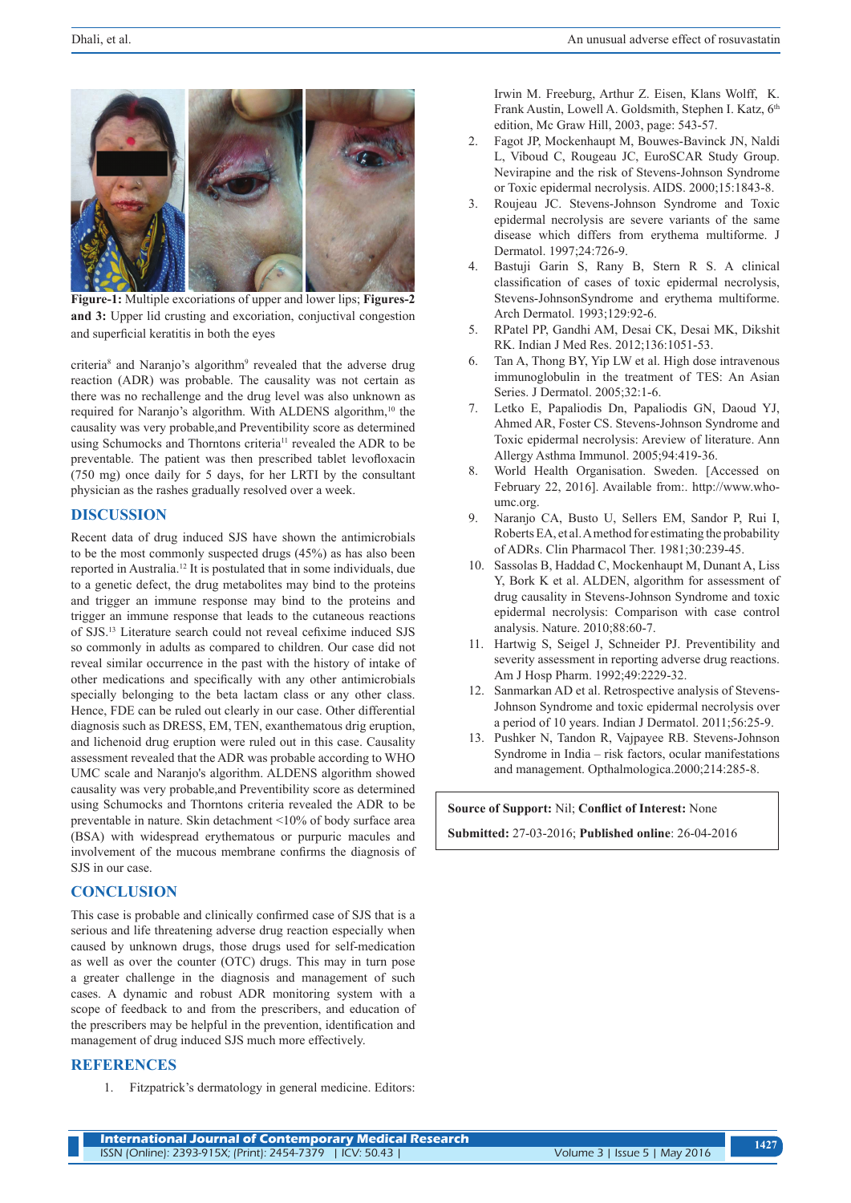**Figure-1:** Multiple excoriations of upper and lower lips; **Figures-2 and 3:** Upper lid crusting and excoriation, conjuctival congestion and superficial keratitis in both the eyes

criteria[8] and Naranjo's algorithm[9] revealed that the adverse drug reaction (ADR) was probable. The causality was not certain as there was no rechallenge and the drug level was also unknown as required for Naranjo's algorithm. With ALDENS algorithm,[10] the causality was very probable,and Preventibility score as determined using Schumocks and Thorntons criteria[11] revealed the ADR to be preventable. The patient was then prescribed tablet levofloxacin (750 mg) once daily for 5 days, for her LRTI by the consultant physician as the rashes gradually resolved over a week.

## DISCUSSION

Recent data of drug induced SJS have shown the antimicrobials to be the most commonly suspected drugs (45%) as has also been reported in Australia.[12] It is postulated that in some individuals, due to a genetic defect, the drug metabolites may bind to the proteins and trigger an immune response may bind to the proteins and trigger an immune response that leads to the cutaneous reactions of SJS.[13] Literature search could not reveal cefixime induced SJS so commonly in adults as compared to children. Our case did not reveal similar occurrence in the past with the history of intake of other medications and specifically with any other antimicrobials specially belonging to the beta lactam class or any other class. Hence, FDE can be ruled out clearly in our case. Other differential diagnosis such as DRESS, EM, TEN, exanthematous drig eruption, and lichenoid drug eruption were ruled out in this case. Causality assessment revealed that the ADR was probable according to WHO UMC scale and Naranjo's algorithm. ALDENS algorithm showed causality was very probable,and Preventibility score as determined using Schumocks and Thorntons criteria revealed the ADR to be preventable in nature. Skin detachment <10% of body surface area (BSA) with widespread erythematous or purpuric macules and involvement of the mucous membrane confirms the diagnosis of SJS in our case.

## CONCLUSION

This case is probable and clinically confirmed case of SJS that is a serious and life threatening adverse drug reaction especially when caused by unknown drugs, those drugs used for self-medication as well as over the counter (OTC) drugs. This may in turn pose a greater challenge in the diagnosis and management of such cases. A dynamic and robust ADR monitoring system with a scope of feedback to and from the prescribers, and education of the prescribers may be helpful in the prevention, identification and management of drug induced SJS much more effectively.

## REFERENCES

1. Fitzpatrick's dermatology in general medicine. Editors: Irwin M. Freeburg, Arthur Z. Eisen, Klans Wolff, K. Frank Austin, Lowell A. Goldsmith, Stephen I. Katz, 6th edition, Mc Graw Hill, 2003, page: 543-57.
2. Fagot JP, Mockenhaupt M, Bouwes-Bavinck JN, Naldi L, Viboud C, Rougeau JC, EuroSCAR Study Group. Nevirapine and the risk of Stevens-Johnson Syndrome or Toxic epidermal necrolysis. AIDS. 2000;15:1843-8.
3. Roujeau JC. Stevens-Johnson Syndrome and Toxic epidermal necrolysis are severe variants of the same disease which differs from erythema multiforme. J Dermatol. 1997;24:726-9.
4. Bastuji Garin S, Rany B, Stern R S. A clinical classification of cases of toxic epidermal necrolysis, Stevens-JohnsonSyndrome and erythema multiforme. Arch Dermatol. 1993;129:92-6.
5. RPatel PP, Gandhi AM, Desai CK, Desai MK, Dikshit RK. Indian J Med Res. 2012;136:1051-53.
6. Tan A, Thong BY, Yip LW et al. High dose intravenous immunoglobulin in the treatment of TES: An Asian Series. J Dermatol. 2005;32:1-6.
7. Letko E, Papaliodis Dn, Papaliodis GN, Daoud YJ, Ahmed AR, Foster CS. Stevens-Johnson Syndrome and Toxic epidermal necrolysis: Areview of literature. Ann Allergy Asthma Immunol. 2005;94:419-36.
8. World Health Organisation. Sweden. [Accessed on February 22, 2016]. Available from:. http://www.who-umc.org.
9. Naranjo CA, Busto U, Sellers EM, Sandor P, Rui I, Roberts EA, et al. A method for estimating the probability of ADRs. Clin Pharmacol Ther. 1981;30:239-45.
10. Sassolas B, Haddad C, Mockenhaupt M, Dunant A, Liss Y, Bork K et al. ALDEN, algorithm for assessment of drug causality in Stevens-Johnson Syndrome and toxic epidermal necrolysis: Comparison with case control analysis. Nature. 2010;88:60-7.
11. Hartwig S, Seigel J, Schneider PJ. Preventibility and severity assessment in reporting adverse drug reactions. Am J Hosp Pharm. 1992;49:2229-32.
12. Sanmarkan AD et al. Retrospective analysis of Stevens-Johnson Syndrome and toxic epidermal necrolysis over a period of 10 years. Indian J Dermatol. 2011;56:25-9.
13. Pushker N, Tandon R, Vajpayee RB. Stevens-Johnson Syndrome in India – risk factors, ocular manifestations and management. Opthalmologica.2000;214:285-8.

**Source of Support:** Nil; **Conflict of Interest:** None

**Submitted:** 27-03-2016; **Published online**: 26-04-2016